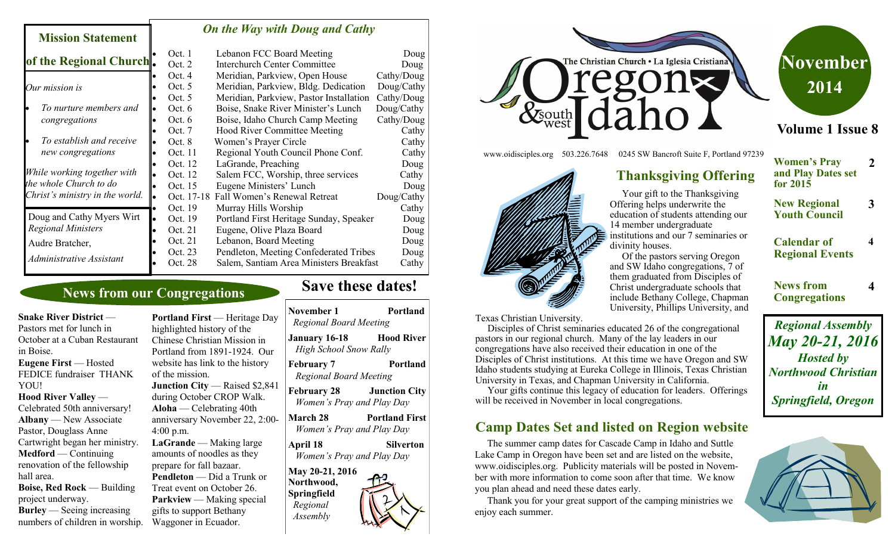# The Christian Church • La Iglesia Cristiana — Oregon & southwest Idaho

www.oidisciples.org 503.226.7648 0245 SW Bancroft Suite F, Portland 97239

**November 2014**

**Volume 1 Issue 8**

| | |
|---|---|
| **Women's Pray and Play Dates set for 2015** | **2** |
| **New Regional Youth Council** | **3** |
| **Calendar of Regional Events** | **4** |
| **News from Congregations** | **4** |

***Regional Assembly May 20-21, 2016 Hosted by Northwood Christian in Springfield, Oregon***

## Mission Statement of the Regional Church

*Our mission is*

- *To nurture members and congregations*
- *To establish and receive new congregations*

*While working together with the whole Church to do Christ's ministry in the world.*

Doug and Cathy Myers Wirt
*Regional Ministers*

Audre Bratcher,
*Administrative Assistant*

## *On the Way with Doug and Cathy*

- Oct. 1 — Lebanon FCC Board Meeting — Doug
- Oct. 2 — Interchurch Center Committee — Doug
- Oct. 4 — Meridian, Parkview, Open House — Cathy/Doug
- Oct. 5 — Meridian, Parkview, Bldg. Dedication — Doug/Cathy
- Oct. 5 — Meridian, Parkview, Pastor Installation — Cathy/Doug
- Oct. 6 — Boise, Snake River Minister's Lunch — Doug/Cathy
- Oct. 6 — Boise, Idaho Church Camp Meeting — Cathy/Doug
- Oct. 7 — Hood River Committee Meeting — Cathy
- Oct. 8 — Women's Prayer Circle — Cathy
- Oct. 11 — Regional Youth Council Phone Conf. — Cathy
- Oct. 12 — LaGrande, Preaching — Doug
- Oct. 12 — Salem FCC, Worship, three services — Cathy
- Oct. 15 — Eugene Ministers' Lunch — Doug
- Oct. 17-18 — Fall Women's Renewal Retreat — Doug/Cathy
- Oct. 19 — Murray Hills Worship — Cathy
- Oct. 19 — Portland First Heritage Sunday, Speaker — Doug
- Oct. 21 — Eugene, Olive Plaza Board — Doug
- Oct. 21 — Lebanon, Board Meeting — Doug
- Oct. 23 — Pendleton, Meeting Confederated Tribes — Doug
- Oct. 28 — Salem, Santiam Area Ministers Breakfast — Cathy

## News from our Congregations

**Snake River District** — Pastors met for lunch in October at a Cuban Restaurant in Boise.

**Eugene First** — Hosted FEDICE fundraiser THANK YOU!

**Hood River Valley** — Celebrated 50th anniversary!

**Albany** — New Associate Pastor, Douglass Anne Cartwright began her ministry.

**Medford** — Continuing renovation of the fellowship hall area.

**Boise, Red Rock** — Building project underway.

**Burley** — Seeing increasing numbers of children in worship.

**Portland First** — Heritage Day highlighted history of the Chinese Christian Mission in Portland from 1891-1924. Our website has link to the history of the mission.

**Junction City** — Raised $2,841 during October CROP Walk.

**Aloha** — Celebrating 40th anniversary November 22, 2:00-4:00 p.m.

**LaGrande** — Making large amounts of noodles as they prepare for fall bazaar.

**Pendleton** — Did a Trunk or Treat event on October 26.

**Parkview** — Making special gifts to support Bethany Waggoner in Ecuador.

## Save these dates!

**November 1** — **Portland**
*Regional Board Meeting*

**January 16-18** — **Hood River**
*High School Snow Rally*

**February 7** — **Portland**
*Regional Board Meeting*

**February 28** — **Junction City**
*Women's Pray and Play Day*

**March 28** — **Portland First**
*Women's Pray and Play Day*

**April 18** — **Silverton**
*Women's Pray and Play Day*

**May 20-21, 2016** — **Northwood, Springfield**
*Regional Assembly*

## Thanksgiving Offering

Your gift to the Thanksgiving Offering helps underwrite the education of students attending our 14 member undergraduate institutions and our 7 seminaries or divinity houses.

Of the pastors serving Oregon and SW Idaho congregations, 7 of them graduated from Disciples of Christ undergraduate schools that include Bethany College, Chapman University, Phillips University, and Texas Christian University.

Disciples of Christ seminaries educated 26 of the congregational pastors in our regional church. Many of the lay leaders in our congregations have also received their education in one of the Disciples of Christ institutions. At this time we have Oregon and SW Idaho students studying at Eureka College in Illinois, Texas Christian University in Texas, and Chapman University in California.

Your gifts continue this legacy of education for leaders. Offerings will be received in November in local congregations.

## Camp Dates Set and listed on Region website

The summer camp dates for Cascade Camp in Idaho and Suttle Lake Camp in Oregon have been set and are listed on the website, www.oidisciples.org. Publicity materials will be posted in November with more information to come soon after that time. We know you plan ahead and need these dates early.

Thank you for your great support of the camping ministries we enjoy each summer.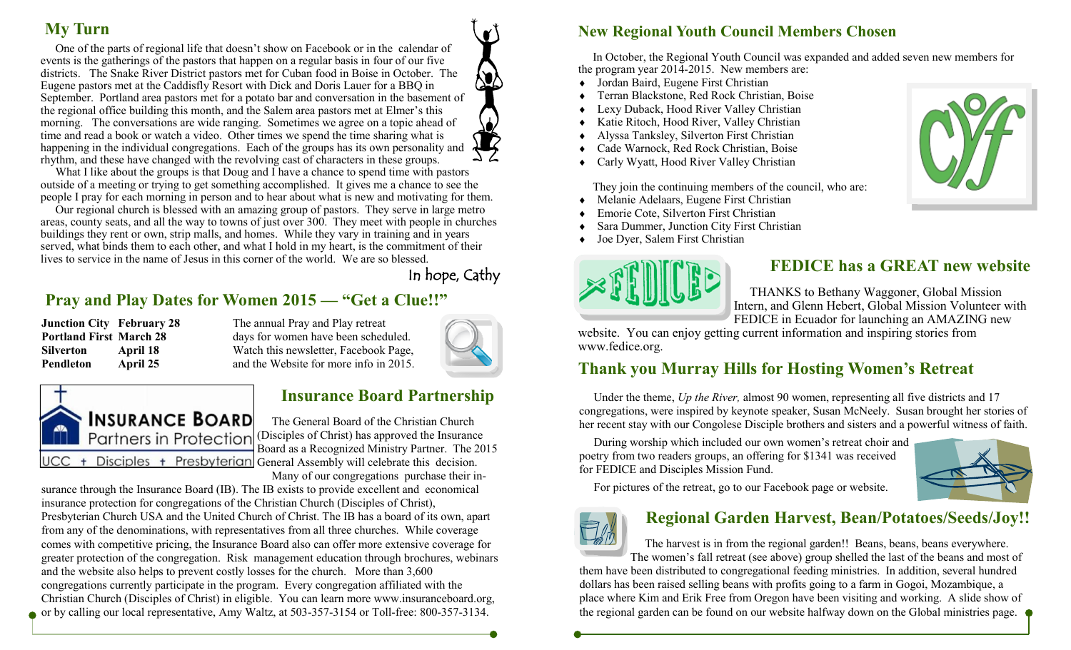## My Turn

One of the parts of regional life that doesn't show on Facebook or in the calendar of events is the gatherings of the pastors that happen on a regular basis in four of our five districts. The Snake River District pastors met for Cuban food in Boise in October. The Eugene pastors met at the Caddisfly Resort with Dick and Doris Lauer for a BBQ in September. Portland area pastors met for a potato bar and conversation in the basement of the regional office building this month, and the Salem area pastors met at Elmer's this morning. The conversations are wide ranging. Sometimes we agree on a topic ahead of time and read a book or watch a video. Other times we spend the time sharing what is happening in the individual congregations. Each of the groups has its own personality and rhythm, and these have changed with the revolving cast of characters in these groups.

What I like about the groups is that Doug and I have a chance to spend time with pastors outside of a meeting or trying to get something accomplished. It gives me a chance to see the people I pray for each morning in person and to hear about what is new and motivating for them.

Our regional church is blessed with an amazing group of pastors. They serve in large metro areas, county seats, and all the way to towns of just over 300. They meet with people in churches buildings they rent or own, strip malls, and homes. While they vary in training and in years served, what binds them to each other, and what I hold in my heart, is the commitment of their lives to service in the name of Jesus in this corner of the world. We are so blessed.

In hope, Cathy

## Pray and Play Dates for Women 2015 — "Get a Clue!!"

| | |
|---|---|
| **Junction City** | **February 28** |
| **Portland First** | **March 28** |
| **Silverton** | **April 18** |
| **Pendleton** | **April 25** |

The annual Pray and Play retreat days for women have been scheduled. Watch this newsletter, Facebook Page, and the Website for more info in 2015.

## Insurance Board Partnership

INSURANCE BOARD
Partners in Protection
UCC + Disciples + Presbyterian

The General Board of the Christian Church (Disciples of Christ) has approved the Insurance Board as a Recognized Ministry Partner. The 2015 General Assembly will celebrate this decision.

Many of our congregations purchase their insurance through the Insurance Board (IB). The IB exists to provide excellent and economical insurance protection for congregations of the Christian Church (Disciples of Christ), Presbyterian Church USA and the United Church of Christ. The IB has a board of its own, apart from any of the denominations, with representatives from all three churches. While coverage comes with competitive pricing, the Insurance Board also can offer more extensive coverage for greater protection of the congregation. Risk management education through brochures, webinars and the website also helps to prevent costly losses for the church. More than 3,600 congregations currently participate in the program. Every congregation affiliated with the Christian Church (Disciples of Christ) in eligible. You can learn more www.insuranceboard.org, or by calling our local representative, Amy Waltz, at 503-357-3154 or Toll-free: 800-357-3134.

## New Regional Youth Council Members Chosen

In October, the Regional Youth Council was expanded and added seven new members for the program year 2014-2015. New members are:

- Jordan Baird, Eugene First Christian
- Terran Blackstone, Red Rock Christian, Boise
- Lexy Duback, Hood River Valley Christian
- Katie Ritoch, Hood River, Valley Christian
- Alyssa Tanksley, Silverton First Christian
- Cade Warnock, Red Rock Christian, Boise
- Carly Wyatt, Hood River Valley Christian

They join the continuing members of the council, who are:

- Melanie Adelaars, Eugene First Christian
- Emorie Cote, Silverton First Christian
- Sara Dummer, Junction City First Christian
- Joe Dyer, Salem First Christian

## FEDICE has a GREAT new website

THANKS to Bethany Waggoner, Global Mission Intern, and Glenn Hebert, Global Mission Volunteer with FEDICE in Ecuador for launching an AMAZING new website. You can enjoy getting current information and inspiring stories from www.fedice.org.

## Thank you Murray Hills for Hosting Women's Retreat

Under the theme, *Up the River,* almost 90 women, representing all five districts and 17 congregations, were inspired by keynote speaker, Susan McNeely. Susan brought her stories of her recent stay with our Congolese Disciple brothers and sisters and a powerful witness of faith.

During worship which included our own women's retreat choir and poetry from two readers groups, an offering for $1341 was received for FEDICE and Disciples Mission Fund.

For pictures of the retreat, go to our Facebook page or website.

## Regional Garden Harvest, Bean/Potatoes/Seeds/Joy!!

The harvest is in from the regional garden!! Beans, beans, beans everywhere. The women's fall retreat (see above) group shelled the last of the beans and most of them have been distributed to congregational feeding ministries. In addition, several hundred dollars has been raised selling beans with profits going to a farm in Gogoi, Mozambique, a place where Kim and Erik Free from Oregon have been visiting and working. A slide show of the regional garden can be found on our website halfway down on the Global ministries page.